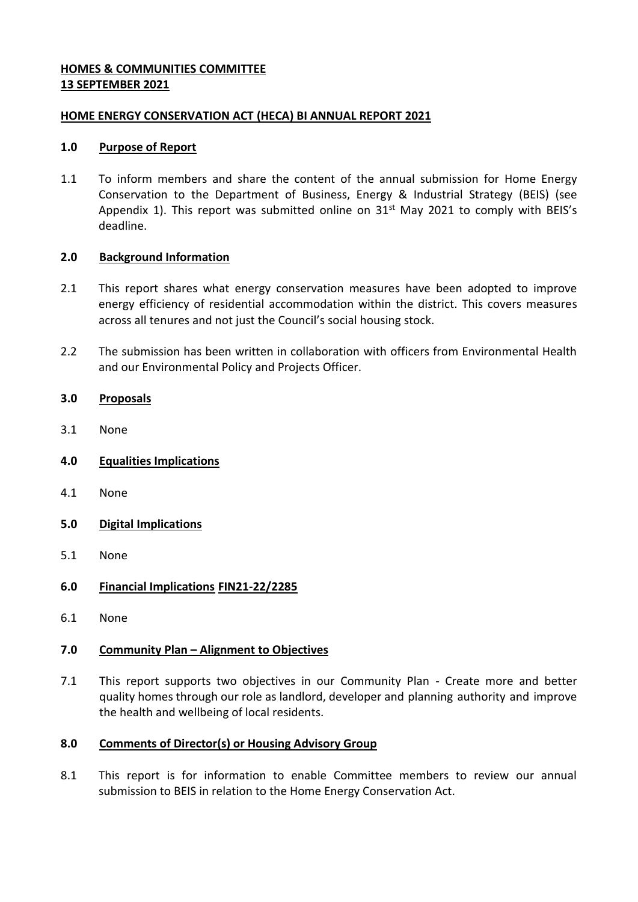**HOMES & COMMUNITIES COMMITTEE**
**13 SEPTEMBER 2021**

**HOME ENERGY CONSERVATION ACT (HECA) BI ANNUAL REPORT 2021**

## 1.0 Purpose of Report

1.1 To inform members and share the content of the annual submission for Home Energy Conservation to the Department of Business, Energy & Industrial Strategy (BEIS) (see Appendix 1). This report was submitted online on 31st May 2021 to comply with BEIS's deadline.

## 2.0 Background Information

2.1 This report shares what energy conservation measures have been adopted to improve energy efficiency of residential accommodation within the district. This covers measures across all tenures and not just the Council's social housing stock.

2.2 The submission has been written in collaboration with officers from Environmental Health and our Environmental Policy and Projects Officer.

## 3.0 Proposals

3.1 None

## 4.0 Equalities Implications

4.1 None

## 5.0 Digital Implications

5.1 None

## 6.0 Financial Implications FIN21-22/2285

6.1 None

## 7.0 Community Plan – Alignment to Objectives

7.1 This report supports two objectives in our Community Plan - Create more and better quality homes through our role as landlord, developer and planning authority and improve the health and wellbeing of local residents.

## 8.0 Comments of Director(s) or Housing Advisory Group

8.1 This report is for information to enable Committee members to review our annual submission to BEIS in relation to the Home Energy Conservation Act.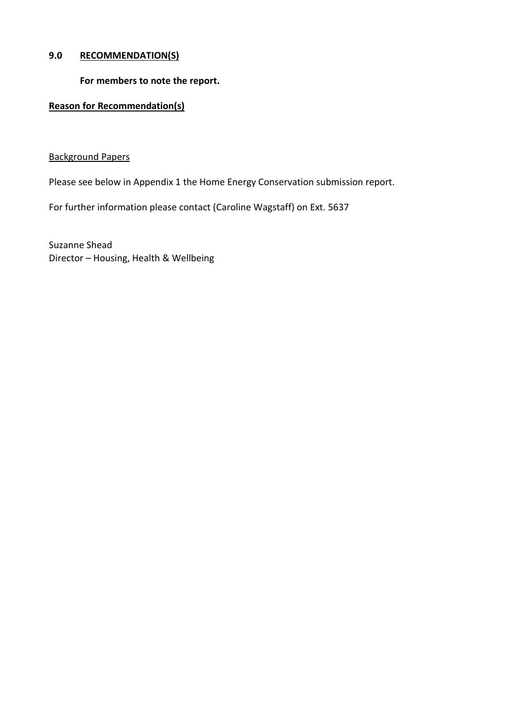## 9.0 RECOMMENDATION(S)

**For members to note the report.**

**Reason for Recommendation(s)**

Background Papers

Please see below in Appendix 1 the Home Energy Conservation submission report.

For further information please contact (Caroline Wagstaff) on Ext. 5637

Suzanne Shead
Director – Housing, Health & Wellbeing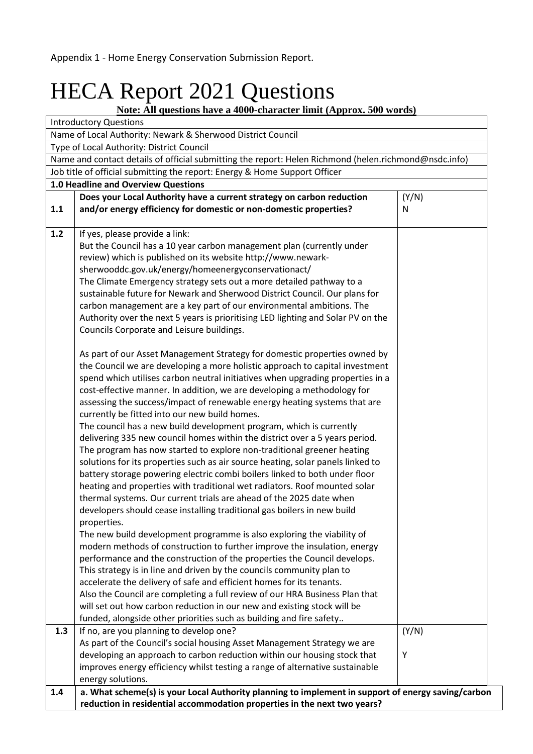Appendix 1 - Home Energy Conservation Submission Report.

# HECA Report 2021 Questions

**Note: All questions have a 4000-character limit (Approx. 500 words)**

| | | |
|---|---|---|
| Introductory Questions | | |
| Name of Local Authority: Newark & Sherwood District Council | | |
| Type of Local Authority: District Council | | |
| Name and contact details of official submitting the report: Helen Richmond (helen.richmond@nsdc.info) | | |
| Job title of official submitting the report: Energy & Home Support Officer | | |
| **1.0 Headline and Overview Questions** | | |
| **1.1** | **Does your Local Authority have a current strategy on carbon reduction and/or energy efficiency for domestic or non-domestic properties?** | (Y/N) N |
| **1.2** | If yes, please provide a link:<br>But the Council has a 10 year carbon management plan (currently under review) which is published on its website http://www.newark-sherwooddc.gov.uk/energy/homeenergyconservationact/<br>The Climate Emergency strategy sets out a more detailed pathway to a sustainable future for Newark and Sherwood District Council. Our plans for carbon management are a key part of our environmental ambitions. The Authority over the next 5 years is prioritising LED lighting and Solar PV on the Councils Corporate and Leisure buildings.<br><br>As part of our Asset Management Strategy for domestic properties owned by the Council we are developing a more holistic approach to capital investment spend which utilises carbon neutral initiatives when upgrading properties in a cost-effective manner. In addition, we are developing a methodology for assessing the success/impact of renewable energy heating systems that are currently be fitted into our new build homes.<br>The council has a new build development program, which is currently delivering 335 new council homes within the district over a 5 years period. The program has now started to explore non-traditional greener heating solutions for its properties such as air source heating, solar panels linked to battery storage powering electric combi boilers linked to both under floor heating and properties with traditional wet radiators. Roof mounted solar thermal systems. Our current trials are ahead of the 2025 date when developers should cease installing traditional gas boilers in new build properties.<br>The new build development programme is also exploring the viability of modern methods of construction to further improve the insulation, energy performance and the construction of the properties the Council develops. This strategy is in line and driven by the councils community plan to accelerate the delivery of safe and efficient homes for its tenants.<br>Also the Council are completing a full review of our HRA Business Plan that will set out how carbon reduction in our new and existing stock will be funded, alongside other priorities such as building and fire safety.. | |
| **1.3** | If no, are you planning to develop one?<br>As part of the Council's social housing Asset Management Strategy we are developing an approach to carbon reduction within our housing stock that improves energy efficiency whilst testing a range of alternative sustainable energy solutions. | (Y/N)<br><br>Y |
| **1.4** | **a. What scheme(s) is your Local Authority planning to implement in support of energy saving/carbon reduction in residential accommodation properties in the next two years?** | |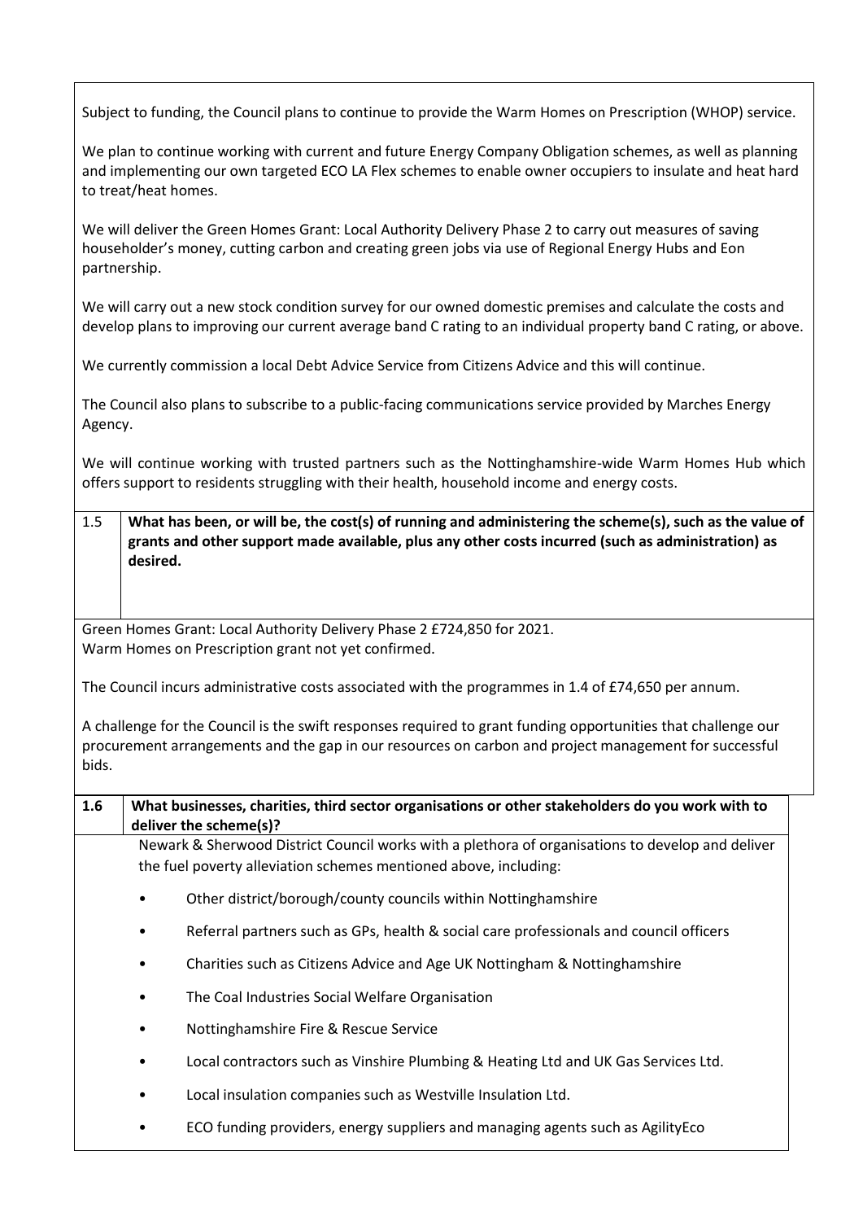Subject to funding, the Council plans to continue to provide the Warm Homes on Prescription (WHOP) service.

We plan to continue working with current and future Energy Company Obligation schemes, as well as planning and implementing our own targeted ECO LA Flex schemes to enable owner occupiers to insulate and heat hard to treat/heat homes.

We will deliver the Green Homes Grant: Local Authority Delivery Phase 2 to carry out measures of saving householder's money, cutting carbon and creating green jobs via use of Regional Energy Hubs and Eon partnership.

We will carry out a new stock condition survey for our owned domestic premises and calculate the costs and develop plans to improving our current average band C rating to an individual property band C rating, or above.

We currently commission a local Debt Advice Service from Citizens Advice and this will continue.

The Council also plans to subscribe to a public-facing communications service provided by Marches Energy Agency.

We will continue working with trusted partners such as the Nottinghamshire-wide Warm Homes Hub which offers support to residents struggling with their health, household income and energy costs.

| 1.5 | **What has been, or will be, the cost(s) of running and administering the scheme(s), such as the value of grants and other support made available, plus any other costs incurred (such as administration) as desired.** |
|---|---|

Green Homes Grant: Local Authority Delivery Phase 2 £724,850 for 2021.
Warm Homes on Prescription grant not yet confirmed.

The Council incurs administrative costs associated with the programmes in 1.4 of £74,650 per annum.

A challenge for the Council is the swift responses required to grant funding opportunities that challenge our procurement arrangements and the gap in our resources on carbon and project management for successful bids.

| **1.6** | **What businesses, charities, third sector organisations or other stakeholders do you work with to deliver the scheme(s)?** |
|---|---|

Newark & Sherwood District Council works with a plethora of organisations to develop and deliver the fuel poverty alleviation schemes mentioned above, including:

- Other district/borough/county councils within Nottinghamshire
- Referral partners such as GPs, health & social care professionals and council officers
- Charities such as Citizens Advice and Age UK Nottingham & Nottinghamshire
- The Coal Industries Social Welfare Organisation
- Nottinghamshire Fire & Rescue Service
- Local contractors such as Vinshire Plumbing & Heating Ltd and UK Gas Services Ltd.
- Local insulation companies such as Westville Insulation Ltd.
- ECO funding providers, energy suppliers and managing agents such as AgilityEco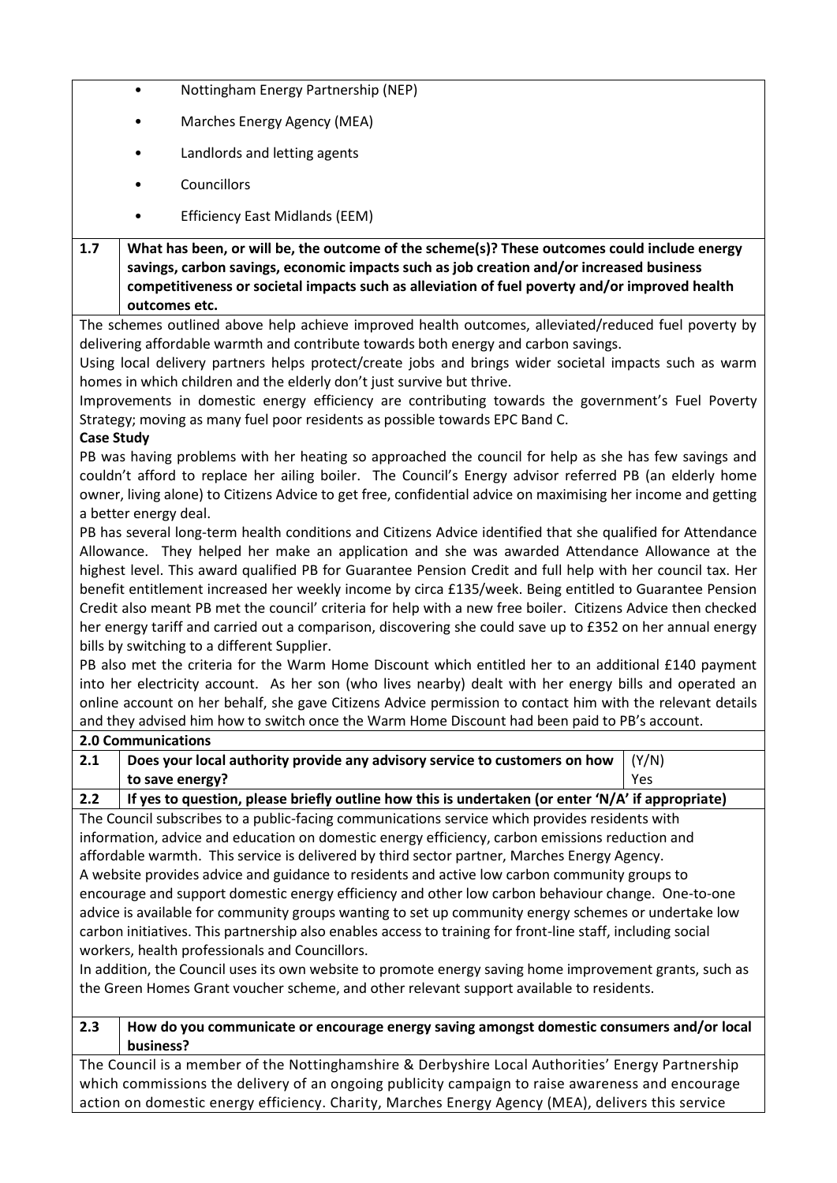- Nottingham Energy Partnership (NEP)
- Marches Energy Agency (MEA)
- Landlords and letting agents
- Councillors
- Efficiency East Midlands (EEM)

| | |
|---|---|
| **1.7** | **What has been, or will be, the outcome of the scheme(s)? These outcomes could include energy savings, carbon savings, economic impacts such as job creation and/or increased business competitiveness or societal impacts such as alleviation of fuel poverty and/or improved health outcomes etc.** |

The schemes outlined above help achieve improved health outcomes, alleviated/reduced fuel poverty by delivering affordable warmth and contribute towards both energy and carbon savings.

Using local delivery partners helps protect/create jobs and brings wider societal impacts such as warm homes in which children and the elderly don't just survive but thrive.

Improvements in domestic energy efficiency are contributing towards the government's Fuel Poverty Strategy; moving as many fuel poor residents as possible towards EPC Band C.

**Case Study**

PB was having problems with her heating so approached the council for help as she has few savings and couldn't afford to replace her ailing boiler. The Council's Energy advisor referred PB (an elderly home owner, living alone) to Citizens Advice to get free, confidential advice on maximising her income and getting a better energy deal.

PB has several long-term health conditions and Citizens Advice identified that she qualified for Attendance Allowance. They helped her make an application and she was awarded Attendance Allowance at the highest level. This award qualified PB for Guarantee Pension Credit and full help with her council tax. Her benefit entitlement increased her weekly income by circa £135/week. Being entitled to Guarantee Pension Credit also meant PB met the council' criteria for help with a new free boiler. Citizens Advice then checked her energy tariff and carried out a comparison, discovering she could save up to £352 on her annual energy bills by switching to a different Supplier.

PB also met the criteria for the Warm Home Discount which entitled her to an additional £140 payment into her electricity account. As her son (who lives nearby) dealt with her energy bills and operated an online account on her behalf, she gave Citizens Advice permission to contact him with the relevant details and they advised him how to switch once the Warm Home Discount had been paid to PB's account.

## 2.0 Communications

| | | |
|---|---|---|
| **2.1** | **Does your local authority provide any advisory service to customers on how to save energy?** | (Y/N) Yes |
| **2.2** | **If yes to question, please briefly outline how this is undertaken (or enter 'N/A' if appropriate)** | |

The Council subscribes to a public-facing communications service which provides residents with information, advice and education on domestic energy efficiency, carbon emissions reduction and affordable warmth. This service is delivered by third sector partner, Marches Energy Agency.

A website provides advice and guidance to residents and active low carbon community groups to encourage and support domestic energy efficiency and other low carbon behaviour change. One-to-one advice is available for community groups wanting to set up community energy schemes or undertake low carbon initiatives. This partnership also enables access to training for front-line staff, including social workers, health professionals and Councillors.

In addition, the Council uses its own website to promote energy saving home improvement grants, such as the Green Homes Grant voucher scheme, and other relevant support available to residents.

| | |
|---|---|
| **2.3** | **How do you communicate or encourage energy saving amongst domestic consumers and/or local business?** |

The Council is a member of the Nottinghamshire & Derbyshire Local Authorities' Energy Partnership which commissions the delivery of an ongoing publicity campaign to raise awareness and encourage action on domestic energy efficiency. Charity, Marches Energy Agency (MEA), delivers this service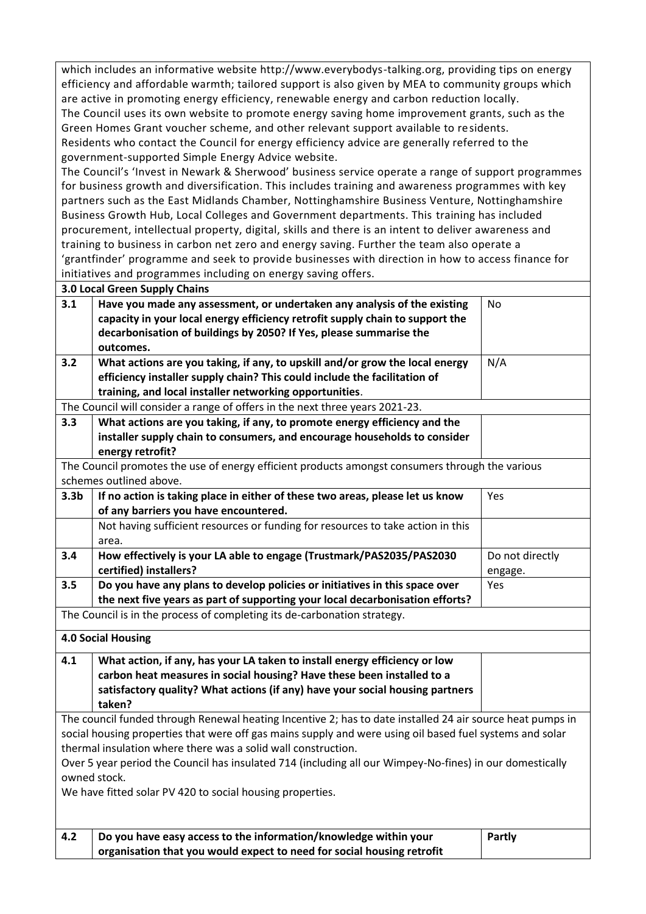which includes an informative website http://www.everybodys-talking.org, providing tips on energy efficiency and affordable warmth; tailored support is also given by MEA to community groups which are active in promoting energy efficiency, renewable energy and carbon reduction locally.
The Council uses its own website to promote energy saving home improvement grants, such as the Green Homes Grant voucher scheme, and other relevant support available to residents.
Residents who contact the Council for energy efficiency advice are generally referred to the government-supported Simple Energy Advice website.
The Council's 'Invest in Newark & Sherwood' business service operate a range of support programmes for business growth and diversification. This includes training and awareness programmes with key partners such as the East Midlands Chamber, Nottinghamshire Business Venture, Nottinghamshire Business Growth Hub, Local Colleges and Government departments. This training has included procurement, intellectual property, digital, skills and there is an intent to deliver awareness and training to business in carbon net zero and energy saving. Further the team also operate a 'grantfinder' programme and seek to provide businesses with direction in how to access finance for initiatives and programmes including on energy saving offers.

**3.0 Local Green Supply Chains**

| | | |
|---|---|---|
| **3.1** | **Have you made any assessment, or undertaken any analysis of the existing capacity in your local energy efficiency retrofit supply chain to support the decarbonisation of buildings by 2050? If Yes, please summarise the outcomes.** | No |
| **3.2** | **What actions are you taking, if any, to upskill and/or grow the local energy efficiency installer supply chain? This could include the facilitation of training, and local installer networking opportunities**. | N/A |

The Council will consider a range of offers in the next three years 2021-23.

| | | |
|---|---|---|
| **3.3** | **What actions are you taking, if any, to promote energy efficiency and the installer supply chain to consumers, and encourage households to consider energy retrofit?** | |

The Council promotes the use of energy efficient products amongst consumers through the various schemes outlined above.

| | | |
|---|---|---|
| **3.3b** | **If no action is taking place in either of these two areas, please let us know of any barriers you have encountered.** | Yes |
| | Not having sufficient resources or funding for resources to take action in this area. | |
| **3.4** | **How effectively is your LA able to engage (Trustmark/PAS2035/PAS2030 certified) installers?** | Do not directly engage. |
| **3.5** | **Do you have any plans to develop policies or initiatives in this space over the next five years as part of supporting your local decarbonisation efforts?** | Yes |

The Council is in the process of completing its de-carbonation strategy.

**4.0 Social Housing**

| | | |
|---|---|---|
| **4.1** | **What action, if any, has your LA taken to install energy efficiency or low carbon heat measures in social housing? Have these been installed to a satisfactory quality? What actions (if any) have your social housing partners taken?** | |

The council funded through Renewal heating Incentive 2; has to date installed 24 air source heat pumps in social housing properties that were off gas mains supply and were using oil based fuel systems and solar thermal insulation where there was a solid wall construction.
Over 5 year period the Council has insulated 714 (including all our Wimpey-No-fines) in our domestically owned stock.
We have fitted solar PV 420 to social housing properties.

| | | |
|---|---|---|
| **4.2** | **Do you have easy access to the information/knowledge within your organisation that you would expect to need for social housing retrofit** | **Partly** |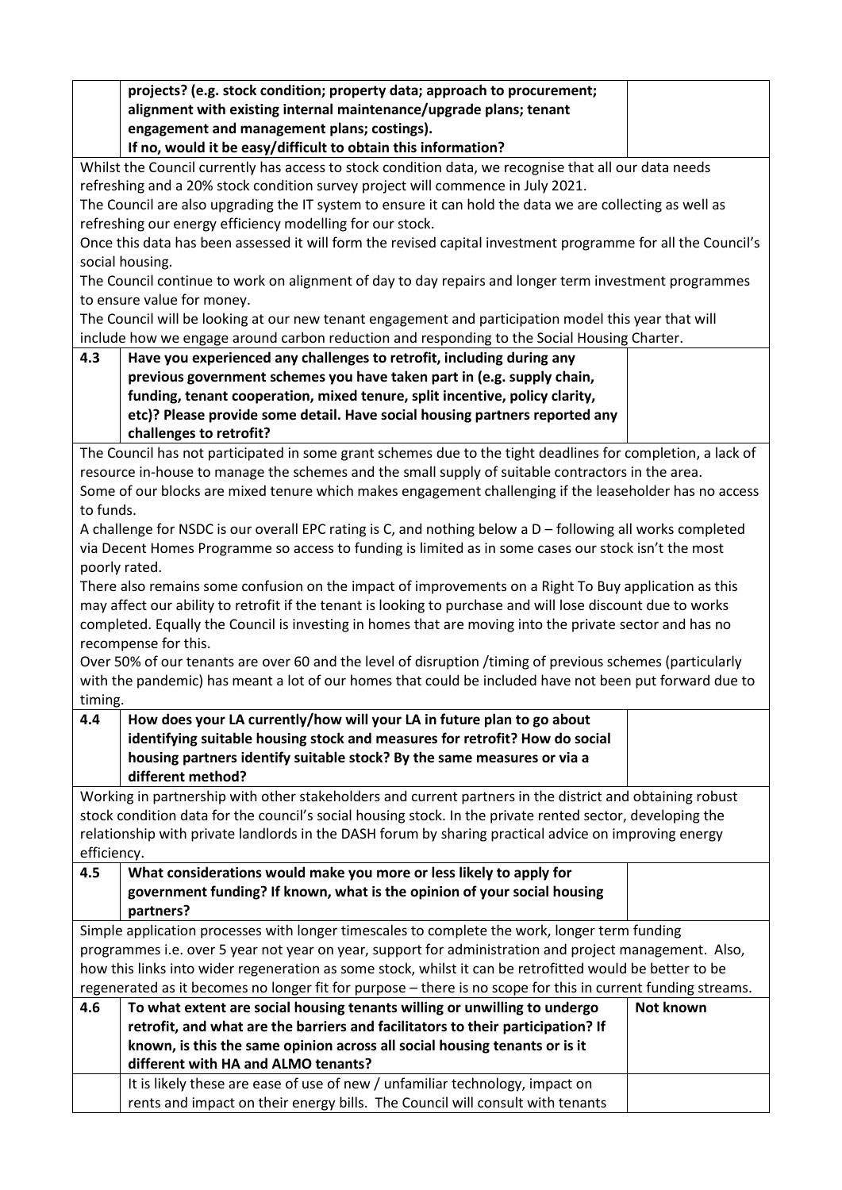| | | |
|---|---|---|
| | **projects? (e.g. stock condition; property data; approach to procurement; alignment with existing internal maintenance/upgrade plans; tenant engagement and management plans; costings). If no, would it be easy/difficult to obtain this information?** | |
| Whilst the Council currently has access to stock condition data, we recognise that all our data needs refreshing and a 20% stock condition survey project will commence in July 2021. The Council are also upgrading the IT system to ensure it can hold the data we are collecting as well as refreshing our energy efficiency modelling for our stock. Once this data has been assessed it will form the revised capital investment programme for all the Council's social housing. The Council continue to work on alignment of day to day repairs and longer term investment programmes to ensure value for money. The Council will be looking at our new tenant engagement and participation model this year that will include how we engage around carbon reduction and responding to the Social Housing Charter. | | |
| **4.3** | **Have you experienced any challenges to retrofit, including during any previous government schemes you have taken part in (e.g. supply chain, funding, tenant cooperation, mixed tenure, split incentive, policy clarity, etc)? Please provide some detail. Have social housing partners reported any challenges to retrofit?** | |
| The Council has not participated in some grant schemes due to the tight deadlines for completion, a lack of resource in-house to manage the schemes and the small supply of suitable contractors in the area. Some of our blocks are mixed tenure which makes engagement challenging if the leaseholder has no access to funds. A challenge for NSDC is our overall EPC rating is C, and nothing below a D – following all works completed via Decent Homes Programme so access to funding is limited as in some cases our stock isn't the most poorly rated. There also remains some confusion on the impact of improvements on a Right To Buy application as this may affect our ability to retrofit if the tenant is looking to purchase and will lose discount due to works completed. Equally the Council is investing in homes that are moving into the private sector and has no recompense for this. Over 50% of our tenants are over 60 and the level of disruption /timing of previous schemes (particularly with the pandemic) has meant a lot of our homes that could be included have not been put forward due to timing. | | |
| **4.4** | **How does your LA currently/how will your LA in future plan to go about identifying suitable housing stock and measures for retrofit? How do social housing partners identify suitable stock? By the same measures or via a different method?** | |
| Working in partnership with other stakeholders and current partners in the district and obtaining robust stock condition data for the council's social housing stock. In the private rented sector, developing the relationship with private landlords in the DASH forum by sharing practical advice on improving energy efficiency. | | |
| **4.5** | **What considerations would make you more or less likely to apply for government funding? If known, what is the opinion of your social housing partners?** | |
| Simple application processes with longer timescales to complete the work, longer term funding programmes i.e. over 5 year not year on year, support for administration and project management. Also, how this links into wider regeneration as some stock, whilst it can be retrofitted would be better to be regenerated as it becomes no longer fit for purpose – there is no scope for this in current funding streams. | | |
| **4.6** | **To what extent are social housing tenants willing or unwilling to undergo retrofit, and what are the barriers and facilitators to their participation? If known, is this the same opinion across all social housing tenants or is it different with HA and ALMO tenants?** | **Not known** |
| | It is likely these are ease of use of new / unfamiliar technology, impact on rents and impact on their energy bills. The Council will consult with tenants | |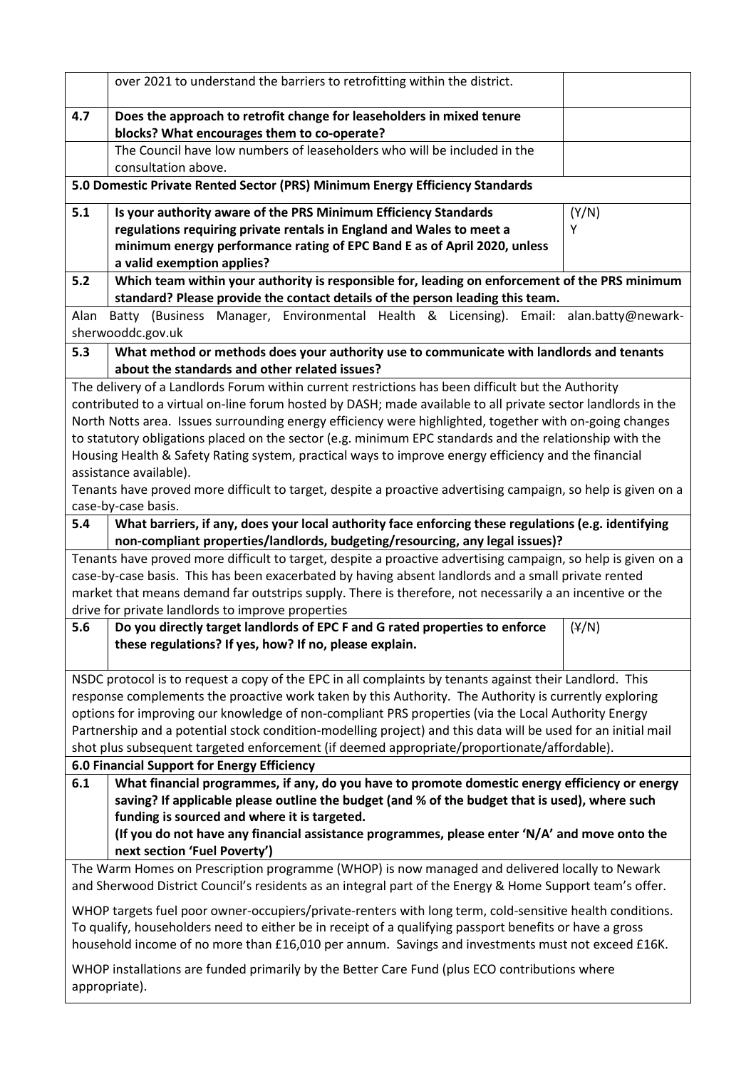| | | |
|---|---|---|
| | over 2021 to understand the barriers to retrofitting within the district. | |
| **4.7** | **Does the approach to retrofit change for leaseholders in mixed tenure blocks? What encourages them to co-operate?** | |
| | The Council have low numbers of leaseholders who will be included in the consultation above. | |

**5.0 Domestic Private Rented Sector (PRS) Minimum Energy Efficiency Standards**

| | | |
|---|---|---|
| **5.1** | **Is your authority aware of the PRS Minimum Efficiency Standards regulations requiring private rentals in England and Wales to meet a minimum energy performance rating of EPC Band E as of April 2020, unless a valid exemption applies?** | (Y/N) Y |
| **5.2** | **Which team within your authority is responsible for, leading on enforcement of the PRS minimum standard? Please provide the contact details of the person leading this team.** | |

Alan Batty (Business Manager, Environmental Health & Licensing). Email: alan.batty@newark-sherwooddc.gov.uk

**5.3 What method or methods does your authority use to communicate with landlords and tenants about the standards and other related issues?**

The delivery of a Landlords Forum within current restrictions has been difficult but the Authority contributed to a virtual on-line forum hosted by DASH; made available to all private sector landlords in the North Notts area. Issues surrounding energy efficiency were highlighted, together with on-going changes to statutory obligations placed on the sector (e.g. minimum EPC standards and the relationship with the Housing Health & Safety Rating system, practical ways to improve energy efficiency and the financial assistance available).

Tenants have proved more difficult to target, despite a proactive advertising campaign, so help is given on a case-by-case basis.

**5.4 What barriers, if any, does your local authority face enforcing these regulations (e.g. identifying non-compliant properties/landlords, budgeting/resourcing, any legal issues)?**

Tenants have proved more difficult to target, despite a proactive advertising campaign, so help is given on a case-by-case basis. This has been exacerbated by having absent landlords and a small private rented market that means demand far outstrips supply. There is therefore, not necessarily a an incentive or the drive for private landlords to improve properties

| | | |
|---|---|---|
| **5.6** | **Do you directly target landlords of EPC F and G rated properties to enforce these regulations? If yes, how? If no, please explain.** | (~~Y~~/N) |

NSDC protocol is to request a copy of the EPC in all complaints by tenants against their Landlord. This response complements the proactive work taken by this Authority. The Authority is currently exploring options for improving our knowledge of non-compliant PRS properties (via the Local Authority Energy Partnership and a potential stock condition-modelling project) and this data will be used for an initial mail shot plus subsequent targeted enforcement (if deemed appropriate/proportionate/affordable).

**6.0 Financial Support for Energy Efficiency**

**6.1 What financial programmes, if any, do you have to promote domestic energy efficiency or energy saving? If applicable please outline the budget (and % of the budget that is used), where such funding is sourced and where it is targeted.**
**(If you do not have any financial assistance programmes, please enter 'N/A' and move onto the next section 'Fuel Poverty')**

The Warm Homes on Prescription programme (WHOP) is now managed and delivered locally to Newark and Sherwood District Council's residents as an integral part of the Energy & Home Support team's offer.

WHOP targets fuel poor owner-occupiers/private-renters with long term, cold-sensitive health conditions. To qualify, householders need to either be in receipt of a qualifying passport benefits or have a gross household income of no more than £16,010 per annum. Savings and investments must not exceed £16K.

WHOP installations are funded primarily by the Better Care Fund (plus ECO contributions where appropriate).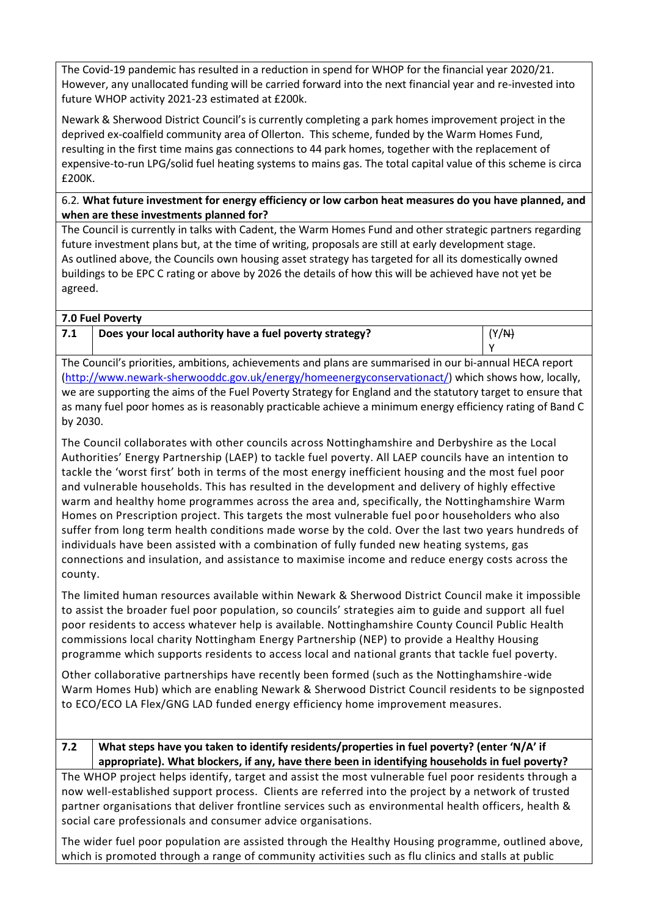The Covid-19 pandemic has resulted in a reduction in spend for WHOP for the financial year 2020/21. However, any unallocated funding will be carried forward into the next financial year and re-invested into future WHOP activity 2021-23 estimated at £200k.

Newark & Sherwood District Council's is currently completing a park homes improvement project in the deprived ex-coalfield community area of Ollerton. This scheme, funded by the Warm Homes Fund, resulting in the first time mains gas connections to 44 park homes, together with the replacement of expensive-to-run LPG/solid fuel heating systems to mains gas. The total capital value of this scheme is circa £200K.

6.2. **What future investment for energy efficiency or low carbon heat measures do you have planned, and when are these investments planned for?**

The Council is currently in talks with Cadent, the Warm Homes Fund and other strategic partners regarding future investment plans but, at the time of writing, proposals are still at early development stage.
As outlined above, the Councils own housing asset strategy has targeted for all its domestically owned buildings to be EPC C rating or above by 2026 the details of how this will be achieved have not yet be agreed.

**7.0 Fuel Poverty**

| 7.1 | Does your local authority have a fuel poverty strategy? | (Y/~~N~~) Y |
|---|---|---|

The Council's priorities, ambitions, achievements and plans are summarised in our bi-annual HECA report (http://www.newark-sherwooddc.gov.uk/energy/homeenergyconservationact/) which shows how, locally, we are supporting the aims of the Fuel Poverty Strategy for England and the statutory target to ensure that as many fuel poor homes as is reasonably practicable achieve a minimum energy efficiency rating of Band C by 2030.

The Council collaborates with other councils across Nottinghamshire and Derbyshire as the Local Authorities' Energy Partnership (LAEP) to tackle fuel poverty. All LAEP councils have an intention to tackle the 'worst first' both in terms of the most energy inefficient housing and the most fuel poor and vulnerable households. This has resulted in the development and delivery of highly effective warm and healthy home programmes across the area and, specifically, the Nottinghamshire Warm Homes on Prescription project. This targets the most vulnerable fuel poor householders who also suffer from long term health conditions made worse by the cold. Over the last two years hundreds of individuals have been assisted with a combination of fully funded new heating systems, gas connections and insulation, and assistance to maximise income and reduce energy costs across the county.

The limited human resources available within Newark & Sherwood District Council make it impossible to assist the broader fuel poor population, so councils' strategies aim to guide and support all fuel poor residents to access whatever help is available. Nottinghamshire County Council Public Health commissions local charity Nottingham Energy Partnership (NEP) to provide a Healthy Housing programme which supports residents to access local and national grants that tackle fuel poverty.

Other collaborative partnerships have recently been formed (such as the Nottinghamshire-wide Warm Homes Hub) which are enabling Newark & Sherwood District Council residents to be signposted to ECO/ECO LA Flex/GNG LAD funded energy efficiency home improvement measures.

| 7.2 | What steps have you taken to identify residents/properties in fuel poverty? (enter 'N/A' if appropriate). What blockers, if any, have there been in identifying households in fuel poverty? |
|---|---|

The WHOP project helps identify, target and assist the most vulnerable fuel poor residents through a now well-established support process. Clients are referred into the project by a network of trusted partner organisations that deliver frontline services such as environmental health officers, health & social care professionals and consumer advice organisations.

The wider fuel poor population are assisted through the Healthy Housing programme, outlined above, which is promoted through a range of community activities such as flu clinics and stalls at public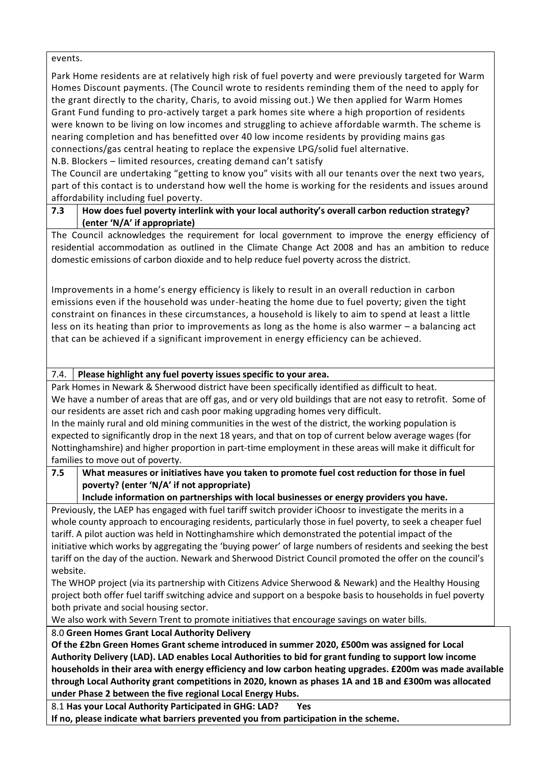events.

Park Home residents are at relatively high risk of fuel poverty and were previously targeted for Warm Homes Discount payments. (The Council wrote to residents reminding them of the need to apply for the grant directly to the charity, Charis, to avoid missing out.) We then applied for Warm Homes Grant Fund funding to pro-actively target a park homes site where a high proportion of residents were known to be living on low incomes and struggling to achieve affordable warmth. The scheme is nearing completion and has benefitted over 40 low income residents by providing mains gas connections/gas central heating to replace the expensive LPG/solid fuel alternative.

N.B. Blockers – limited resources, creating demand can't satisfy

The Council are undertaking "getting to know you" visits with all our tenants over the next two years, part of this contact is to understand how well the home is working for the residents and issues around affordability including fuel poverty.

**7.3 How does fuel poverty interlink with your local authority's overall carbon reduction strategy? (enter 'N/A' if appropriate)**

The Council acknowledges the requirement for local government to improve the energy efficiency of residential accommodation as outlined in the Climate Change Act 2008 and has an ambition to reduce domestic emissions of carbon dioxide and to help reduce fuel poverty across the district.

Improvements in a home's energy efficiency is likely to result in an overall reduction in carbon emissions even if the household was under-heating the home due to fuel poverty; given the tight constraint on finances in these circumstances, a household is likely to aim to spend at least a little less on its heating than prior to improvements as long as the home is also warmer – a balancing act that can be achieved if a significant improvement in energy efficiency can be achieved.

**7.4. Please highlight any fuel poverty issues specific to your area.**

Park Homes in Newark & Sherwood district have been specifically identified as difficult to heat.

We have a number of areas that are off gas, and or very old buildings that are not easy to retrofit. Some of our residents are asset rich and cash poor making upgrading homes very difficult.

In the mainly rural and old mining communities in the west of the district, the working population is expected to significantly drop in the next 18 years, and that on top of current below average wages (for Nottinghamshire) and higher proportion in part-time employment in these areas will make it difficult for families to move out of poverty.

**7.5 What measures or initiatives have you taken to promote fuel cost reduction for those in fuel poverty? (enter 'N/A' if not appropriate)**
**Include information on partnerships with local businesses or energy providers you have.**

Previously, the LAEP has engaged with fuel tariff switch provider iChoosr to investigate the merits in a whole county approach to encouraging residents, particularly those in fuel poverty, to seek a cheaper fuel tariff. A pilot auction was held in Nottinghamshire which demonstrated the potential impact of the initiative which works by aggregating the 'buying power' of large numbers of residents and seeking the best tariff on the day of the auction. Newark and Sherwood District Council promoted the offer on the council's website.

The WHOP project (via its partnership with Citizens Advice Sherwood & Newark) and the Healthy Housing project both offer fuel tariff switching advice and support on a bespoke basis to households in fuel poverty both private and social housing sector.

We also work with Severn Trent to promote initiatives that encourage savings on water bills.

8.0 **Green Homes Grant Local Authority Delivery**

**Of the £2bn Green Homes Grant scheme introduced in summer 2020, £500m was assigned for Local Authority Delivery (LAD). LAD enables Local Authorities to bid for grant funding to support low income households in their area with energy efficiency and low carbon heating upgrades. £200m was made available through Local Authority grant competitions in 2020, known as phases 1A and 1B and £300m was allocated under Phase 2 between the five regional Local Energy Hubs.**

8.1 **Has your Local Authority Participated in GHG: LAD? Yes**

**If no, please indicate what barriers prevented you from participation in the scheme.**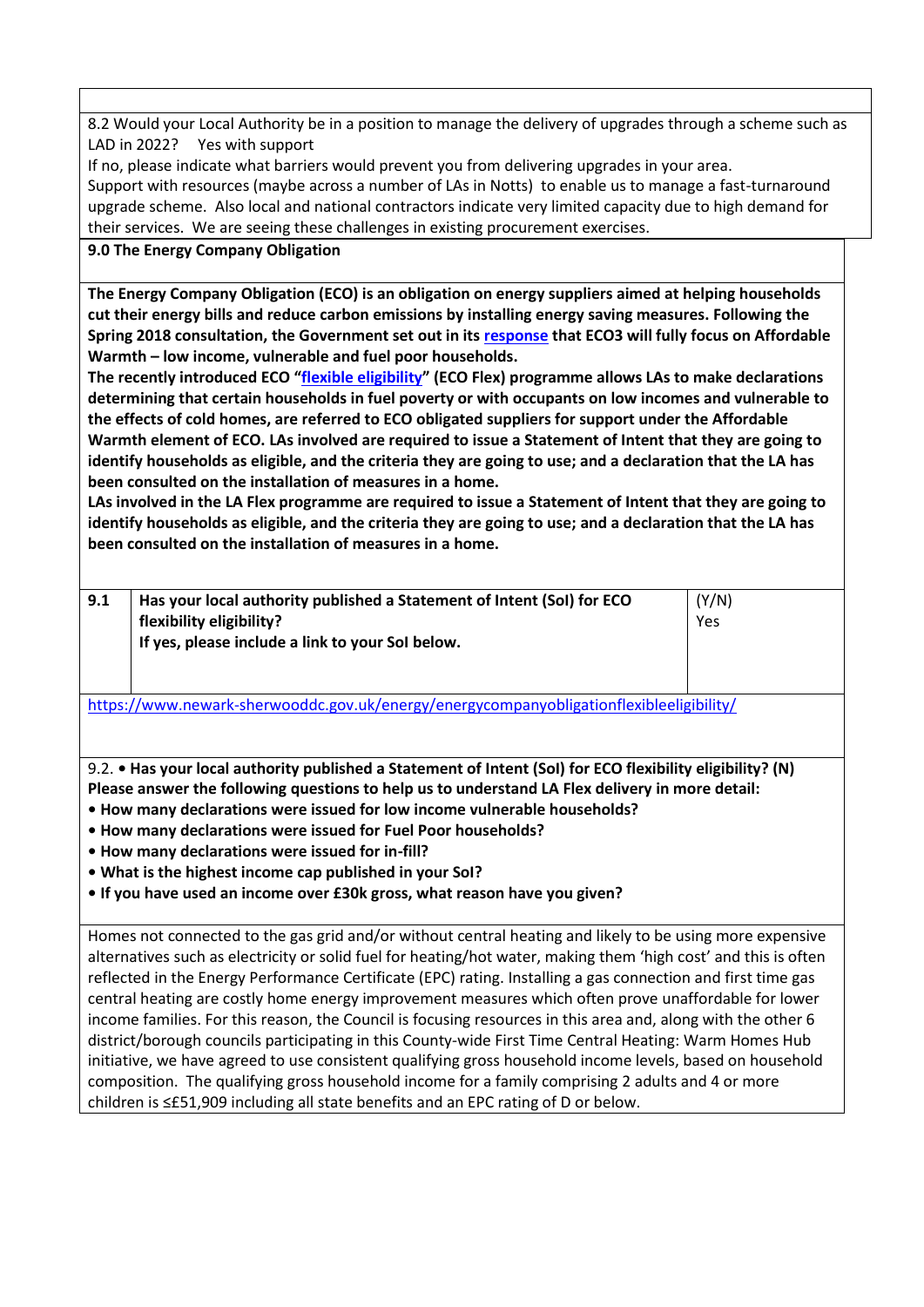8.2 Would your Local Authority be in a position to manage the delivery of upgrades through a scheme such as LAD in 2022? Yes with support

If no, please indicate what barriers would prevent you from delivering upgrades in your area.

Support with resources (maybe across a number of LAs in Notts) to enable us to manage a fast-turnaround upgrade scheme. Also local and national contractors indicate very limited capacity due to high demand for their services. We are seeing these challenges in existing procurement exercises.

**9.0 The Energy Company Obligation**

**The Energy Company Obligation (ECO) is an obligation on energy suppliers aimed at helping households cut their energy bills and reduce carbon emissions by installing energy saving measures. Following the Spring 2018 consultation, the Government set out in its [response](response) that ECO3 will fully focus on Affordable Warmth – low income, vulnerable and fuel poor households.**

**The recently introduced ECO "[flexible eligibility](flexible eligibility)" (ECO Flex) programme allows LAs to make declarations determining that certain households in fuel poverty or with occupants on low incomes and vulnerable to the effects of cold homes, are referred to ECO obligated suppliers for support under the Affordable Warmth element of ECO. LAs involved are required to issue a Statement of Intent that they are going to identify households as eligible, and the criteria they are going to use; and a declaration that the LA has been consulted on the installation of measures in a home.**

**LAs involved in the LA Flex programme are required to issue a Statement of Intent that they are going to identify households as eligible, and the criteria they are going to use; and a declaration that the LA has been consulted on the installation of measures in a home.**

| 9.1 | **Has your local authority published a Statement of Intent (SoI) for ECO flexibility eligibility?**<br>**If yes, please include a link to your SoI below.** | (Y/N)<br>Yes |
|---|---|---|

https://www.newark-sherwooddc.gov.uk/energy/energycompanyobligationflexibleeligibility/

9.2. • **Has your local authority published a Statement of Intent (SoI) for ECO flexibility eligibility? (N)**
**Please answer the following questions to help us to understand LA Flex delivery in more detail:**

- **How many declarations were issued for low income vulnerable households?**
- **How many declarations were issued for Fuel Poor households?**
- **How many declarations were issued for in-fill?**
- **What is the highest income cap published in your SoI?**
- **If you have used an income over £30k gross, what reason have you given?**

Homes not connected to the gas grid and/or without central heating and likely to be using more expensive alternatives such as electricity or solid fuel for heating/hot water, making them 'high cost' and this is often reflected in the Energy Performance Certificate (EPC) rating. Installing a gas connection and first time gas central heating are costly home energy improvement measures which often prove unaffordable for lower income families. For this reason, the Council is focusing resources in this area and, along with the other 6 district/borough councils participating in this County-wide First Time Central Heating: Warm Homes Hub initiative, we have agreed to use consistent qualifying gross household income levels, based on household composition. The qualifying gross household income for a family comprising 2 adults and 4 or more children is ≤£51,909 including all state benefits and an EPC rating of D or below.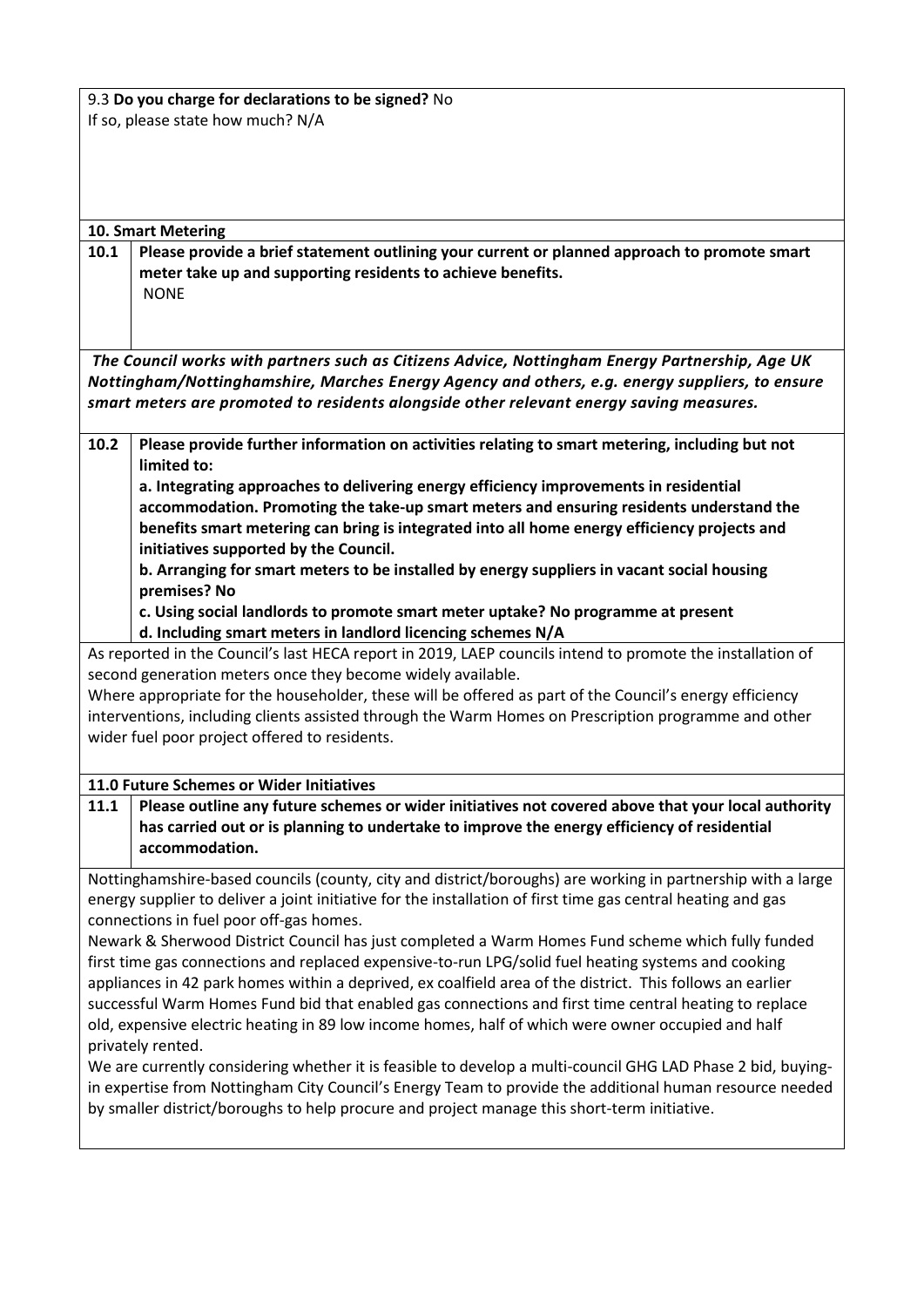9.3 **Do you charge for declarations to be signed?** No
If so, please state how much? N/A

**10. Smart Metering**

**10.1 Please provide a brief statement outlining your current or planned approach to promote smart meter take up and supporting residents to achieve benefits.**
NONE

***The Council works with partners such as Citizens Advice, Nottingham Energy Partnership, Age UK Nottingham/Nottinghamshire, Marches Energy Agency and others, e.g. energy suppliers, to ensure smart meters are promoted to residents alongside other relevant energy saving measures.***

**10.2 Please provide further information on activities relating to smart metering, including but not limited to:**

**a. Integrating approaches to delivering energy efficiency improvements in residential accommodation. Promoting the take-up smart meters and ensuring residents understand the benefits smart metering can bring is integrated into all home energy efficiency projects and initiatives supported by the Council.**

**b. Arranging for smart meters to be installed by energy suppliers in vacant social housing premises? No**

**c. Using social landlords to promote smart meter uptake? No programme at present**

**d. Including smart meters in landlord licencing schemes N/A**

As reported in the Council's last HECA report in 2019, LAEP councils intend to promote the installation of second generation meters once they become widely available.
Where appropriate for the householder, these will be offered as part of the Council's energy efficiency interventions, including clients assisted through the Warm Homes on Prescription programme and other wider fuel poor project offered to residents.

**11.0 Future Schemes or Wider Initiatives**

**11.1 Please outline any future schemes or wider initiatives not covered above that your local authority has carried out or is planning to undertake to improve the energy efficiency of residential accommodation.**

Nottinghamshire-based councils (county, city and district/boroughs) are working in partnership with a large energy supplier to deliver a joint initiative for the installation of first time gas central heating and gas connections in fuel poor off-gas homes.
Newark & Sherwood District Council has just completed a Warm Homes Fund scheme which fully funded first time gas connections and replaced expensive-to-run LPG/solid fuel heating systems and cooking appliances in 42 park homes within a deprived, ex coalfield area of the district. This follows an earlier successful Warm Homes Fund bid that enabled gas connections and first time central heating to replace old, expensive electric heating in 89 low income homes, half of which were owner occupied and half privately rented.
We are currently considering whether it is feasible to develop a multi-council GHG LAD Phase 2 bid, buying-in expertise from Nottingham City Council's Energy Team to provide the additional human resource needed by smaller district/boroughs to help procure and project manage this short-term initiative.